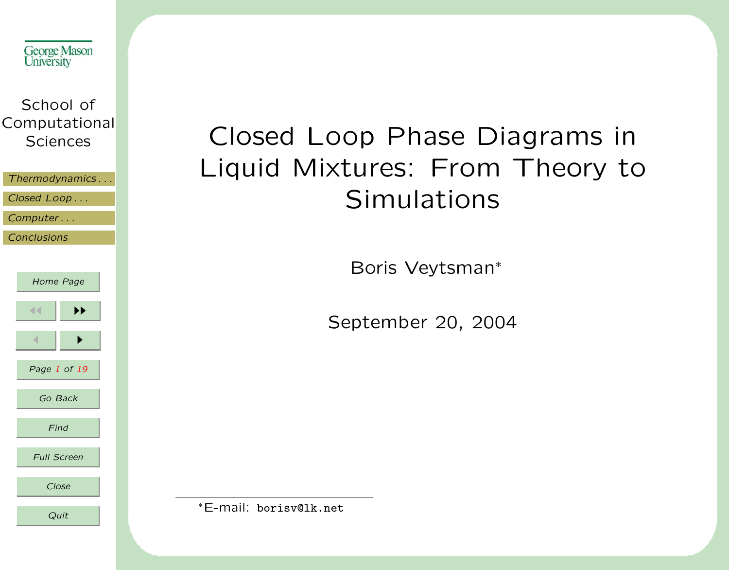# Closed Loop Phase Diagrams in Liquid Mixtures: From Theory to Simulations

Boris Veytsman*

September 20, 2004

*E-mail: borisv@lk.net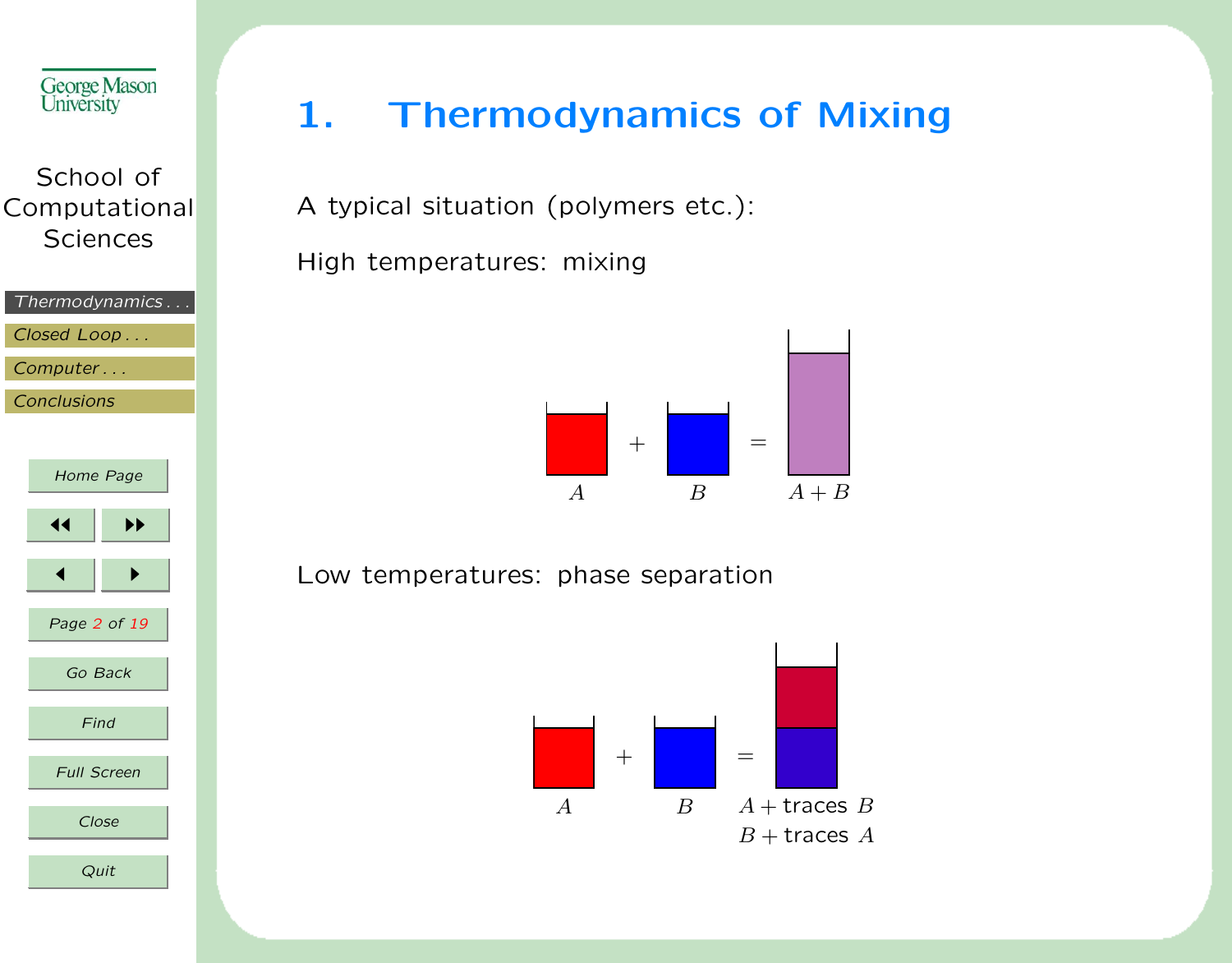# 1. Thermodynamics of Mixing

A typical situation (polymers etc.):

High temperatures: mixing

$A$ + $B$ = $A + B$

Low temperatures: phase separation

$A$ + $B$ = $A +$ traces $B$

$B +$ traces $A$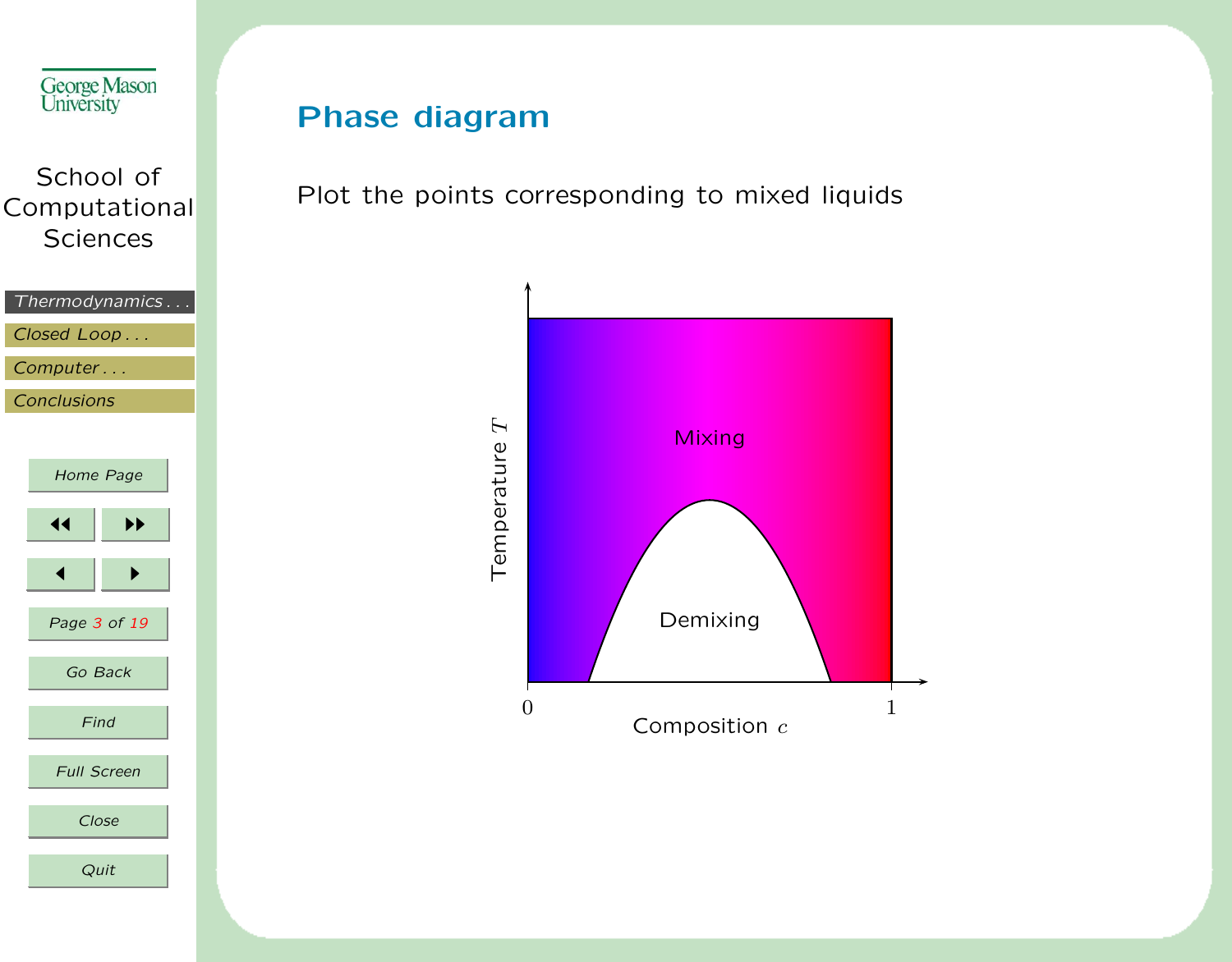## Phase diagram

Plot the points corresponding to mixed liquids

Mixing

Demixing

Temperature $T$

0

1

Composition $c$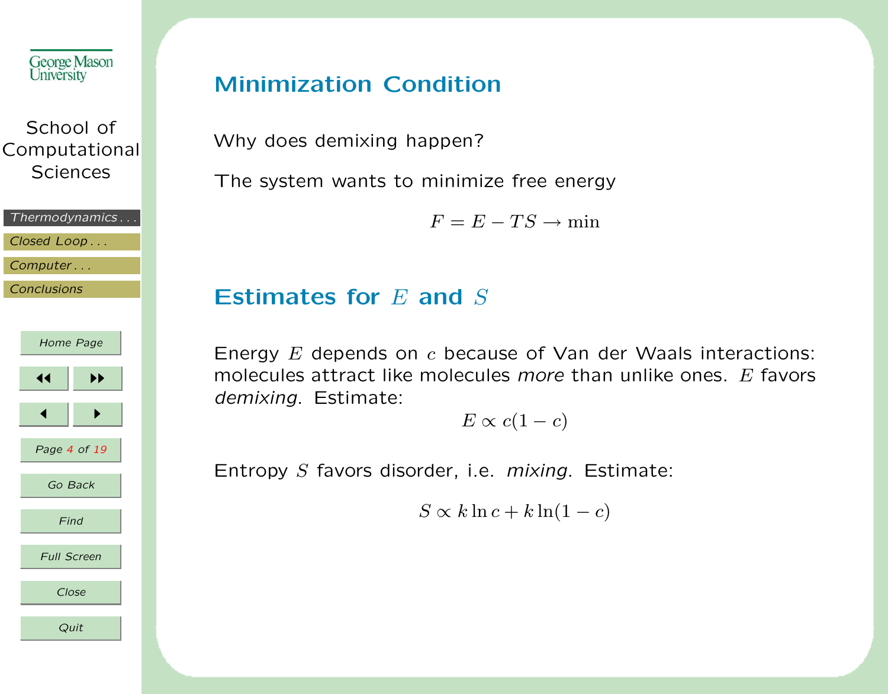## Minimization Condition

Why does demixing happen?

The system wants to minimize free energy

$$F = E - TS \rightarrow \min$$

## Estimates for $E$ and $S$

Energy $E$ depends on $c$ because of Van der Waals interactions: molecules attract like molecules *more* than unlike ones. $E$ favors *demixing*. Estimate:

$$E \propto c(1-c)$$

Entropy $S$ favors disorder, i.e. *mixing*. Estimate:

$$S \propto k \ln c + k \ln(1-c)$$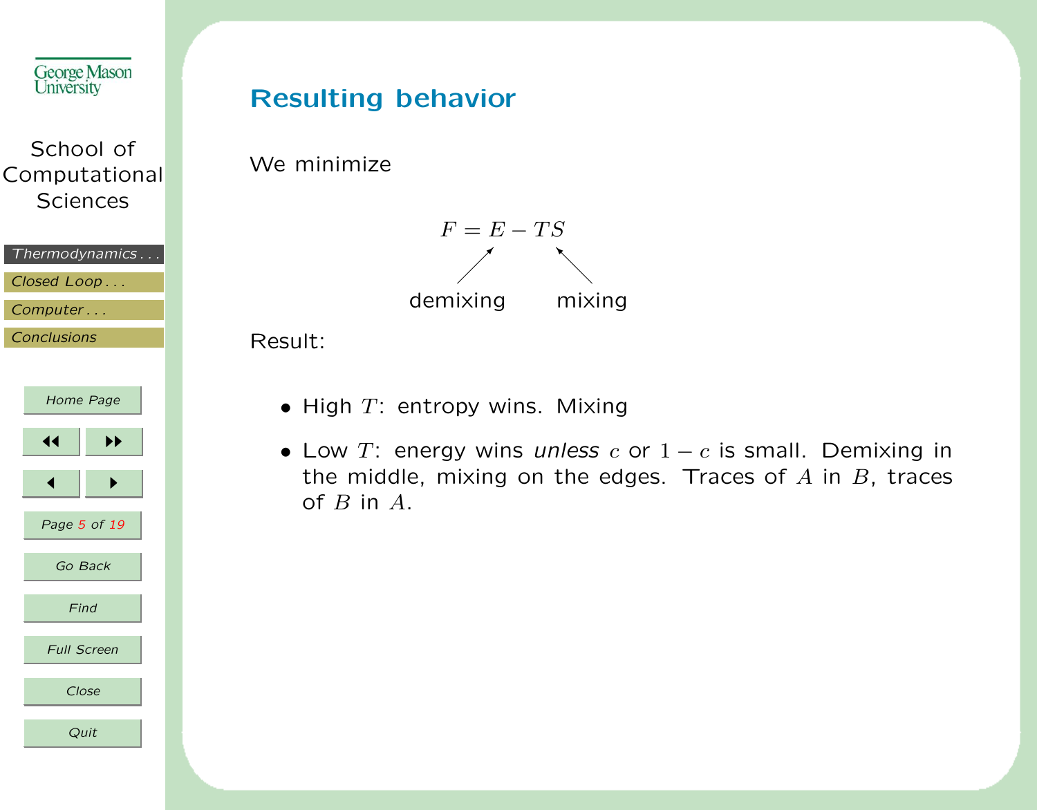## Resulting behavior

We minimize

$$F = E - TS$$

demixing (pointing to $E$) mixing (pointing to $TS$)

Result:

- High $T$: entropy wins. Mixing
- Low $T$: energy wins *unless* $c$ or $1 - c$ is small. Demixing in the middle, mixing on the edges. Traces of $A$ in $B$, traces of $B$ in $A$.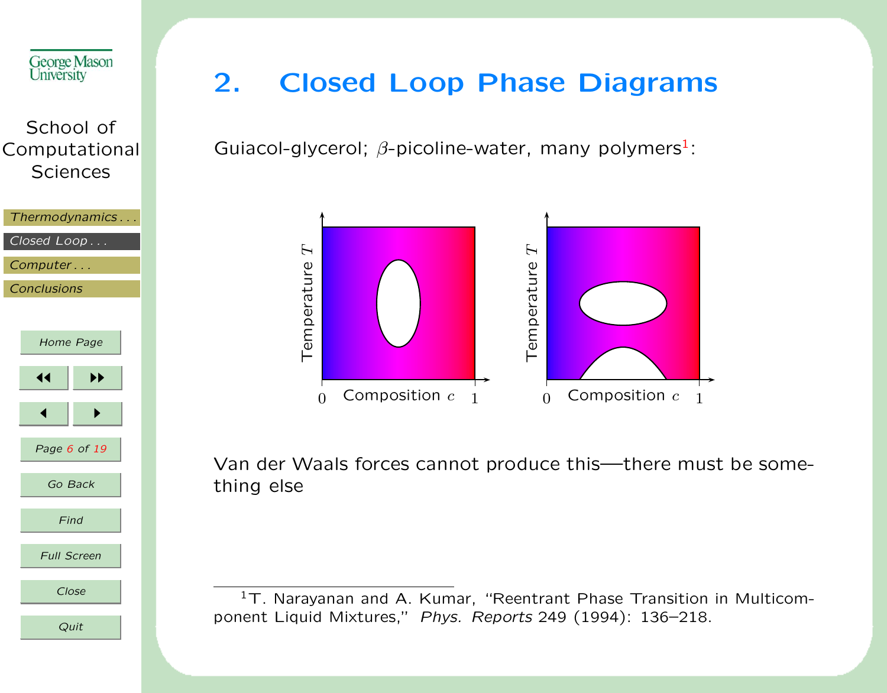## 2. Closed Loop Phase Diagrams

Guiacol-glycerol; $\beta$-picoline-water, many polymers[1]:

Van der Waals forces cannot produce this—there must be something else

[1] T. Narayanan and A. Kumar, "Reentrant Phase Transition in Multicomponent Liquid Mixtures," *Phys. Reports* 249 (1994): 136–218.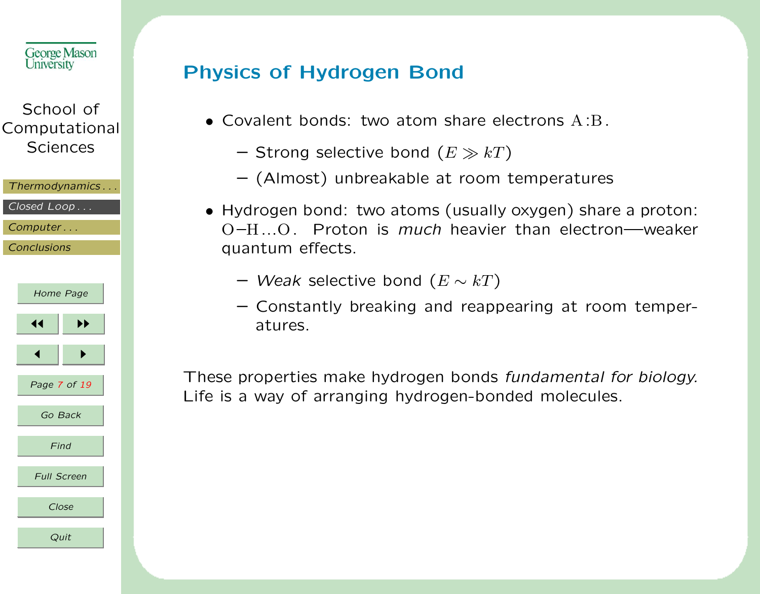# Physics of Hydrogen Bond

- Covalent bonds: two atom share electrons $\mathrm{A{:}B}$.
  - Strong selective bond ($E \gg kT$)
  - (Almost) unbreakable at room temperatures
- Hydrogen bond: two atoms (usually oxygen) share a proton: $\mathrm{O{-}H \ldots O}$. Proton is *much* heavier than electron—weaker quantum effects.
  - *Weak* selective bond ($E \sim kT$)
  - Constantly breaking and reappearing at room temperatures.

These properties make hydrogen bonds *fundamental for biology.* Life is a way of arranging hydrogen-bonded molecules.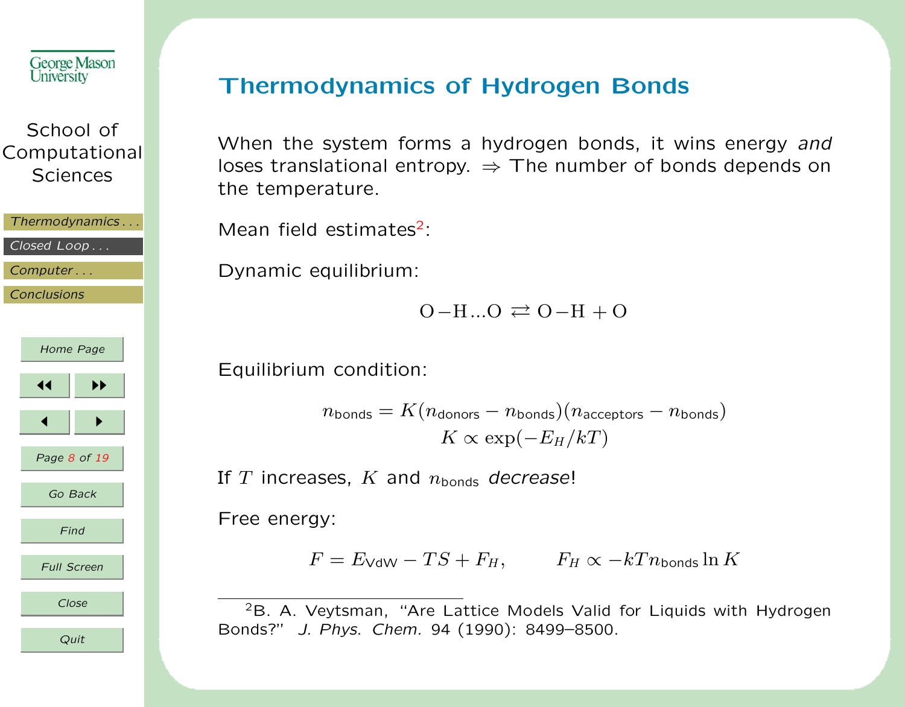# Thermodynamics of Hydrogen Bonds

When the system forms a hydrogen bonds, it wins energy *and* loses translational entropy. ⇒ The number of bonds depends on the temperature.

Mean field estimates[2]:

Dynamic equilibrium:

$$\mathrm{O-H...O} \rightleftarrows \mathrm{O-H} + \mathrm{O}$$

Equilibrium condition:

$$n_{\text{bonds}} = K(n_{\text{donors}} - n_{\text{bonds}})(n_{\text{acceptors}} - n_{\text{bonds}})$$
$$K \propto \exp(-E_H/kT)$$

If $T$ increases, $K$ and $n_{\text{bonds}}$ *decrease*!

Free energy:

$$F = E_{\text{VdW}} - TS + F_H, \qquad F_H \propto -kTn_{\text{bonds}} \ln K$$

---

[2] B. A. Veytsman, "Are Lattice Models Valid for Liquids with Hydrogen Bonds?" *J. Phys. Chem.* 94 (1990): 8499–8500.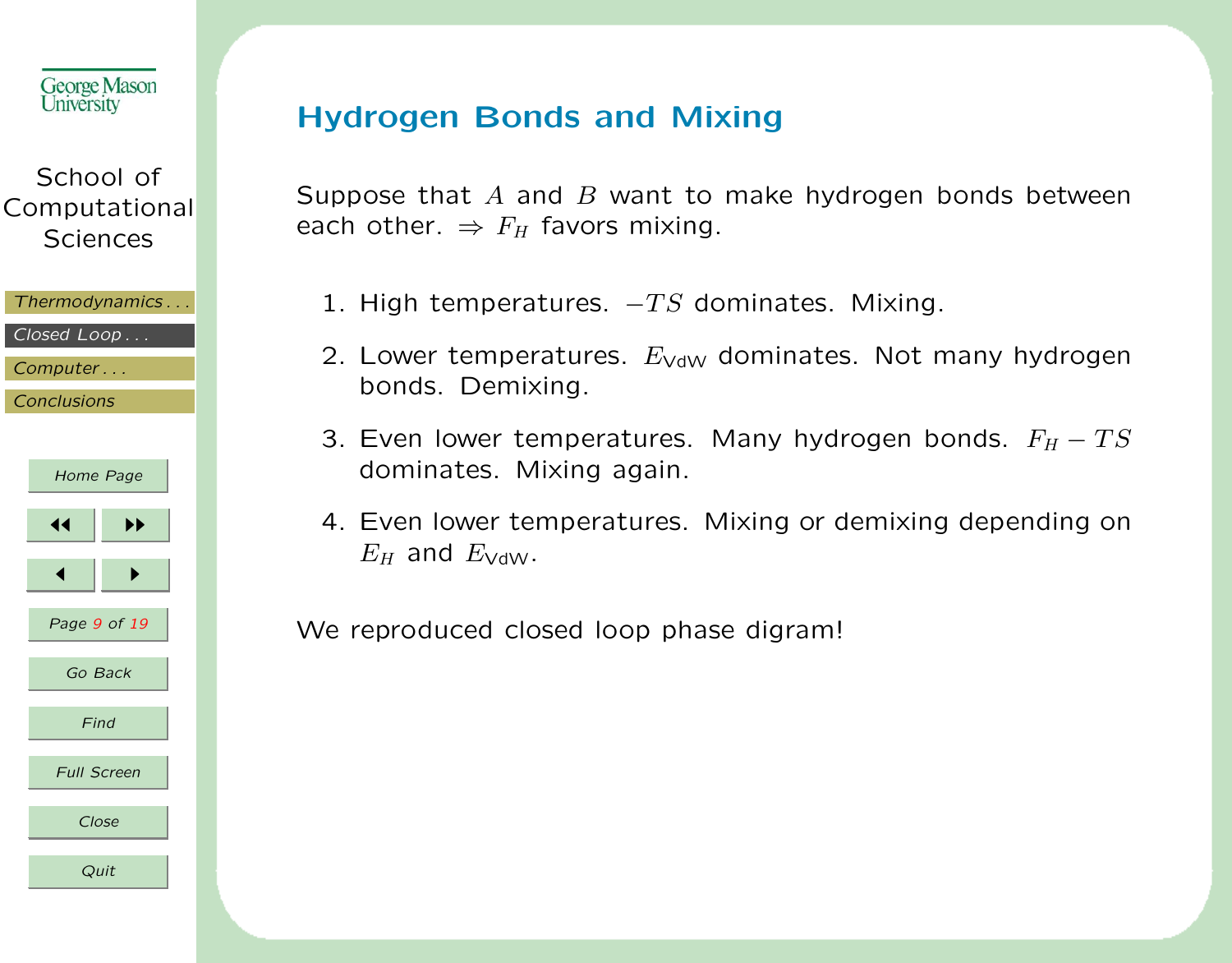# Hydrogen Bonds and Mixing

Suppose that $A$ and $B$ want to make hydrogen bonds between each other. $\Rightarrow F_H$ favors mixing.

1. High temperatures. $-TS$ dominates. Mixing.
2. Lower temperatures. $E_{\text{VdW}}$ dominates. Not many hydrogen bonds. Demixing.
3. Even lower temperatures. Many hydrogen bonds. $F_H - TS$ dominates. Mixing again.
4. Even lower temperatures. Mixing or demixing depending on $E_H$ and $E_{\text{VdW}}$.

We reproduced closed loop phase digram!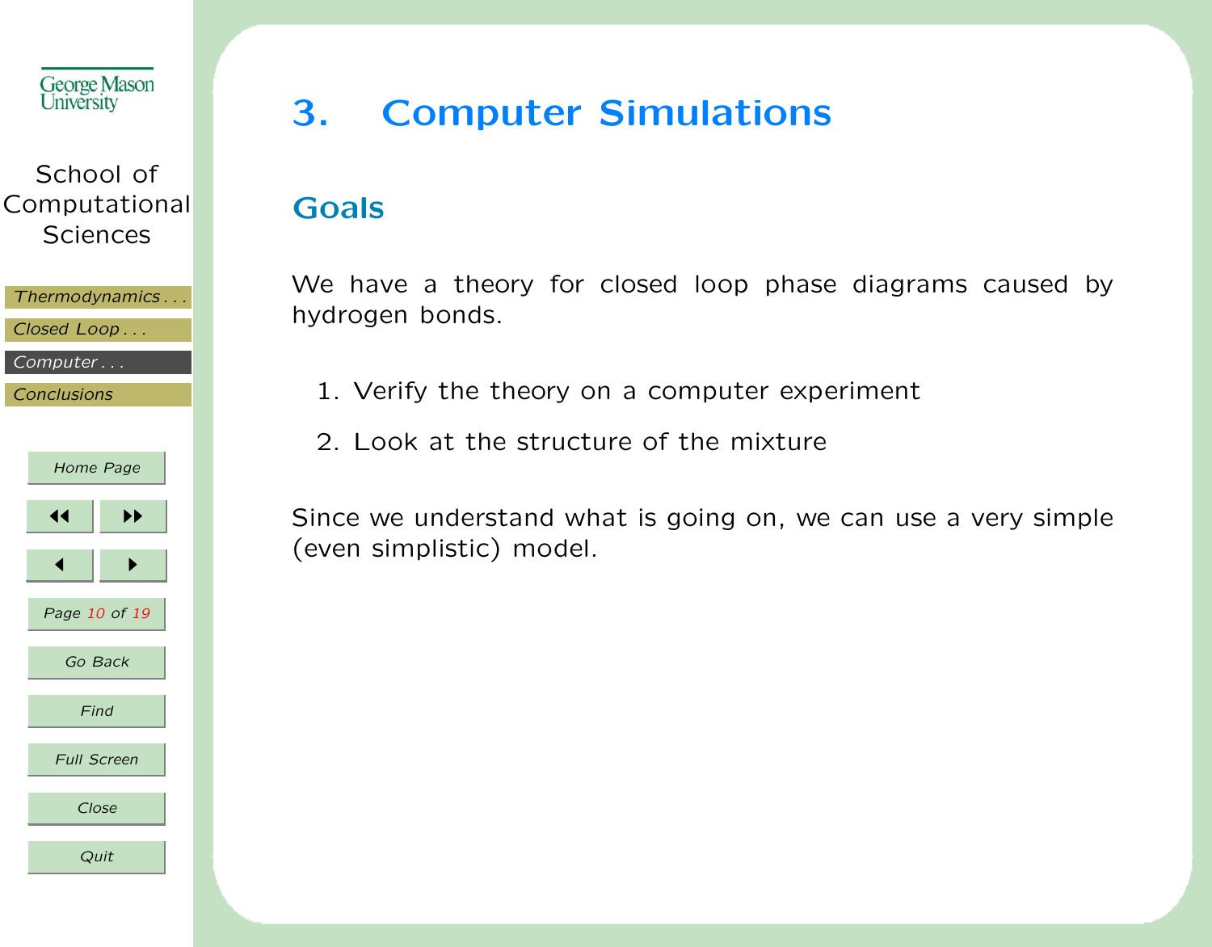# 3. Computer Simulations

## Goals

We have a theory for closed loop phase diagrams caused by hydrogen bonds.

1. Verify the theory on a computer experiment
2. Look at the structure of the mixture

Since we understand what is going on, we can use a very simple (even simplistic) model.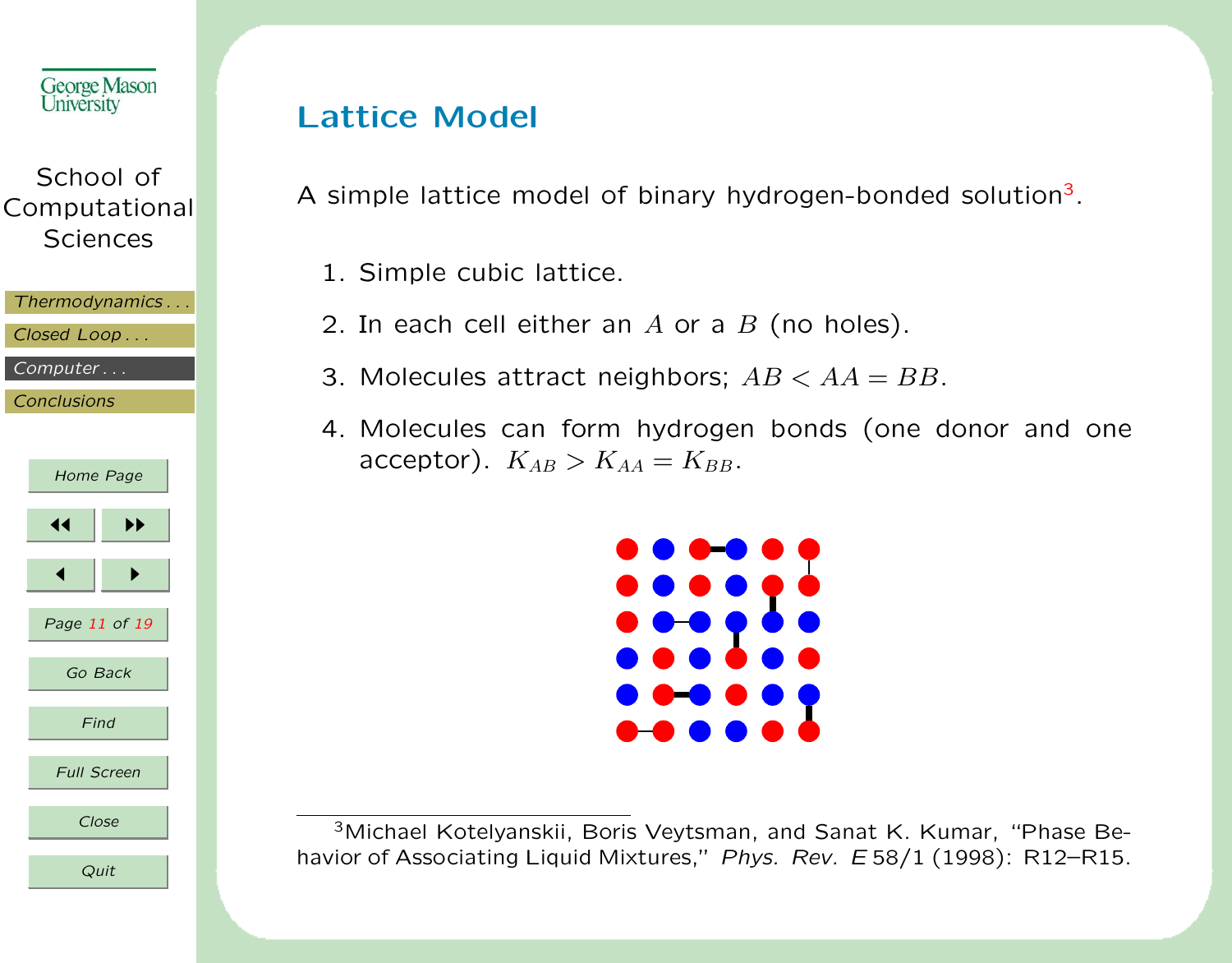# Lattice Model

A simple lattice model of binary hydrogen-bonded solution[3].

1. Simple cubic lattice.
2. In each cell either an $A$ or a $B$ (no holes).
3. Molecules attract neighbors; $AB < AA = BB$.
4. Molecules can form hydrogen bonds (one donor and one acceptor). $K_{AB} > K_{AA} = K_{BB}$.

[3] Michael Kotelyanskii, Boris Veytsman, and Sanat K. Kumar, "Phase Behavior of Associating Liquid Mixtures," *Phys. Rev. E* 58/1 (1998): R12–R15.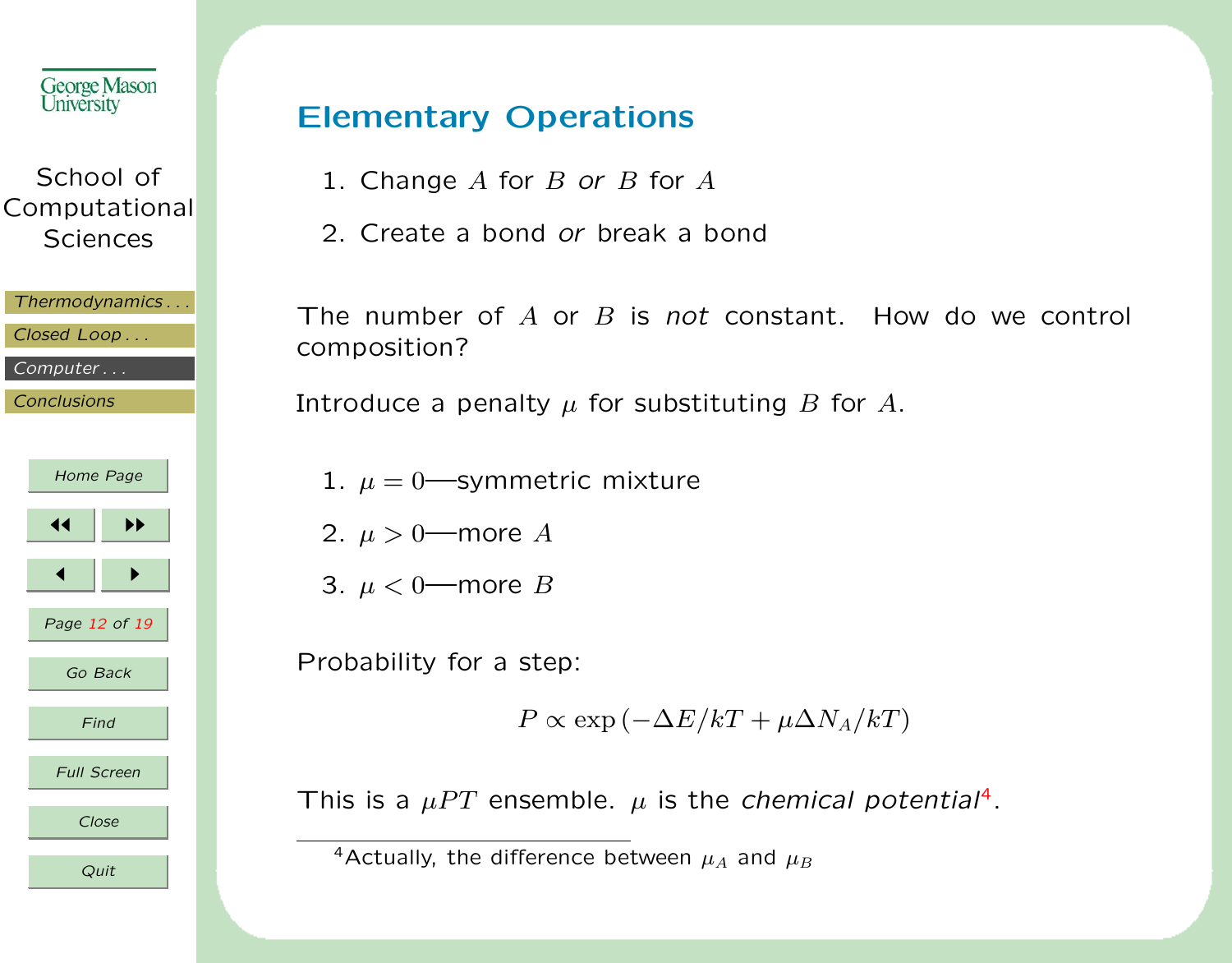## Elementary Operations

1. Change $A$ for $B$ *or* $B$ for $A$
2. Create a bond *or* break a bond

The number of $A$ or $B$ is *not* constant. How do we control composition?

Introduce a penalty $\mu$ for substituting $B$ for $A$.

1. $\mu = 0$—symmetric mixture
2. $\mu > 0$—more $A$
3. $\mu < 0$—more $B$

Probability for a step:

$$P \propto \exp\left(-\Delta E/kT + \mu \Delta N_A/kT\right)$$

This is a $\mu PT$ ensemble. $\mu$ is the *chemical potential*[4].

[4] Actually, the difference between $\mu_A$ and $\mu_B$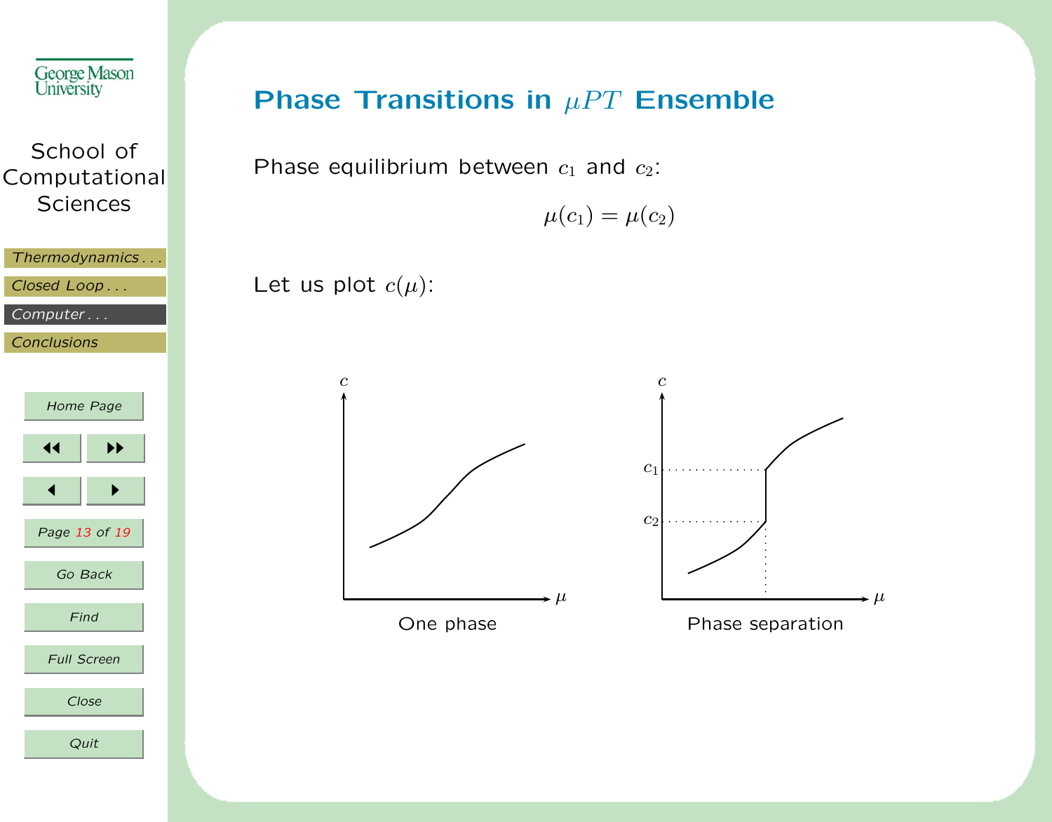# Phase Transitions in $\mu PT$ Ensemble

Phase equilibrium between $c_1$ and $c_2$:

$$\mu(c_1) = \mu(c_2)$$

Let us plot $c(\mu)$:

One phase

Phase separation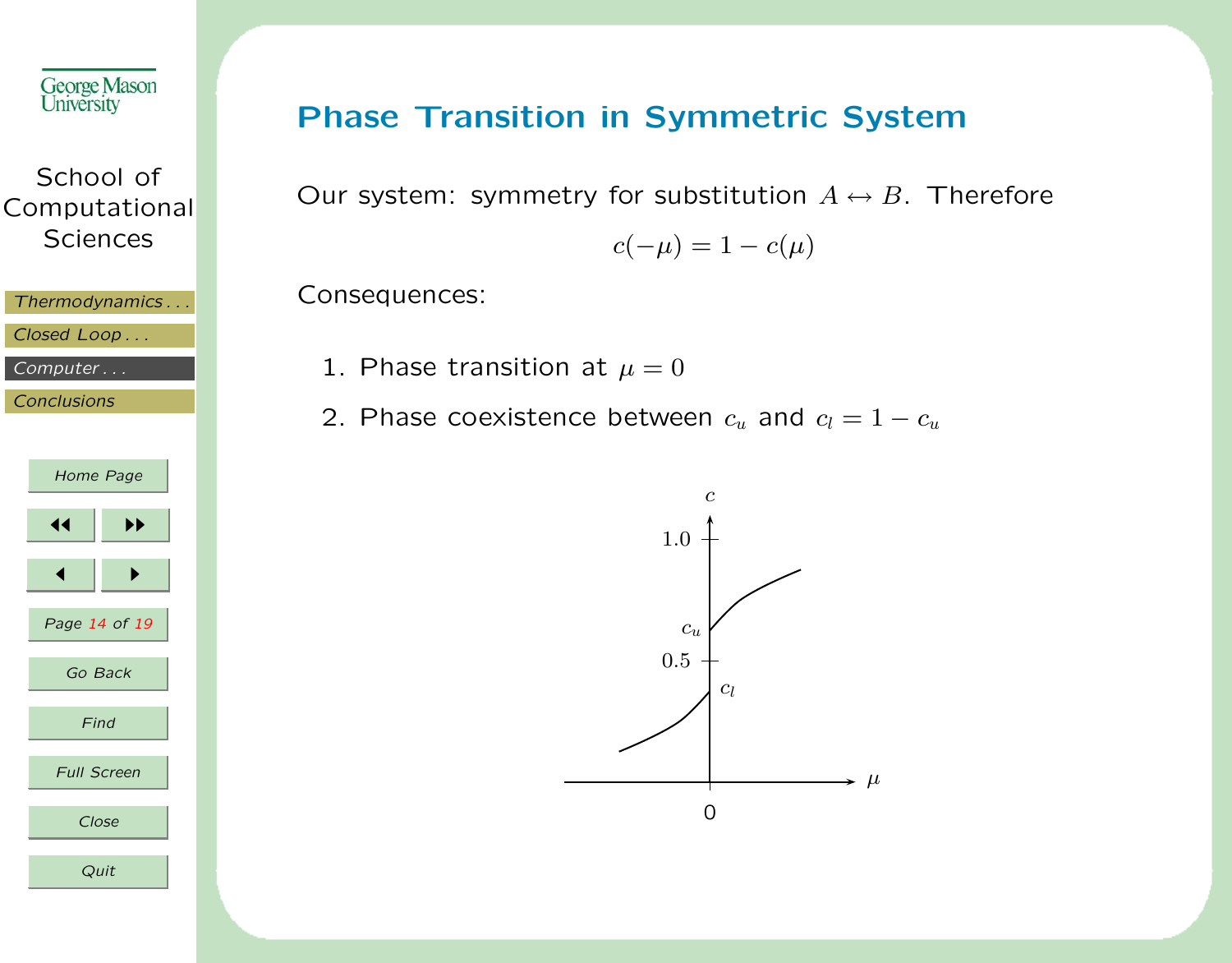## Phase Transition in Symmetric System

Our system: symmetry for substitution $A \leftrightarrow B$. Therefore

$$c(-\mu) = 1 - c(\mu)$$

Consequences:

1. Phase transition at $\mu = 0$
2. Phase coexistence between $c_u$ and $c_l = 1 - c_u$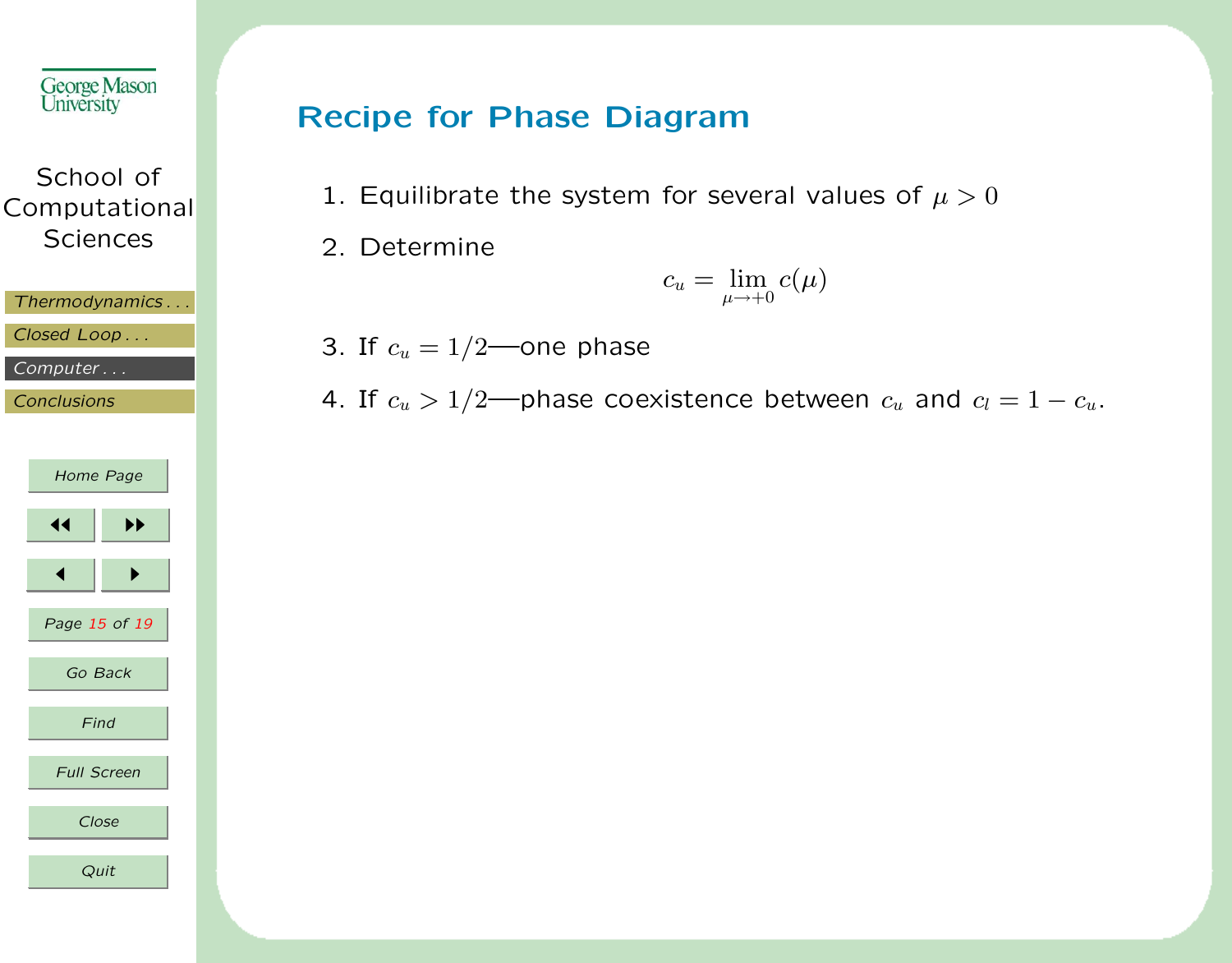## Recipe for Phase Diagram

1. Equilibrate the system for several values of $\mu > 0$
2. Determine

$$c_u = \lim_{\mu \to +0} c(\mu)$$

3. If $c_u = 1/2$—one phase
4. If $c_u > 1/2$—phase coexistence between $c_u$ and $c_l = 1 - c_u$.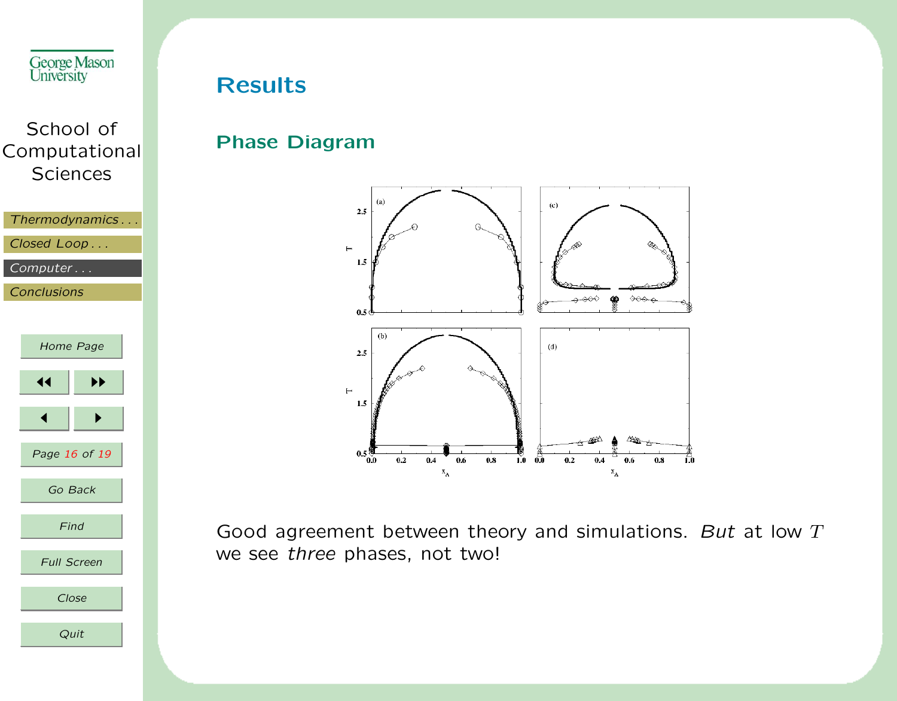# Results

## Phase Diagram

Good agreement between theory and simulations. *But* at low $T$ we see *three* phases, not two!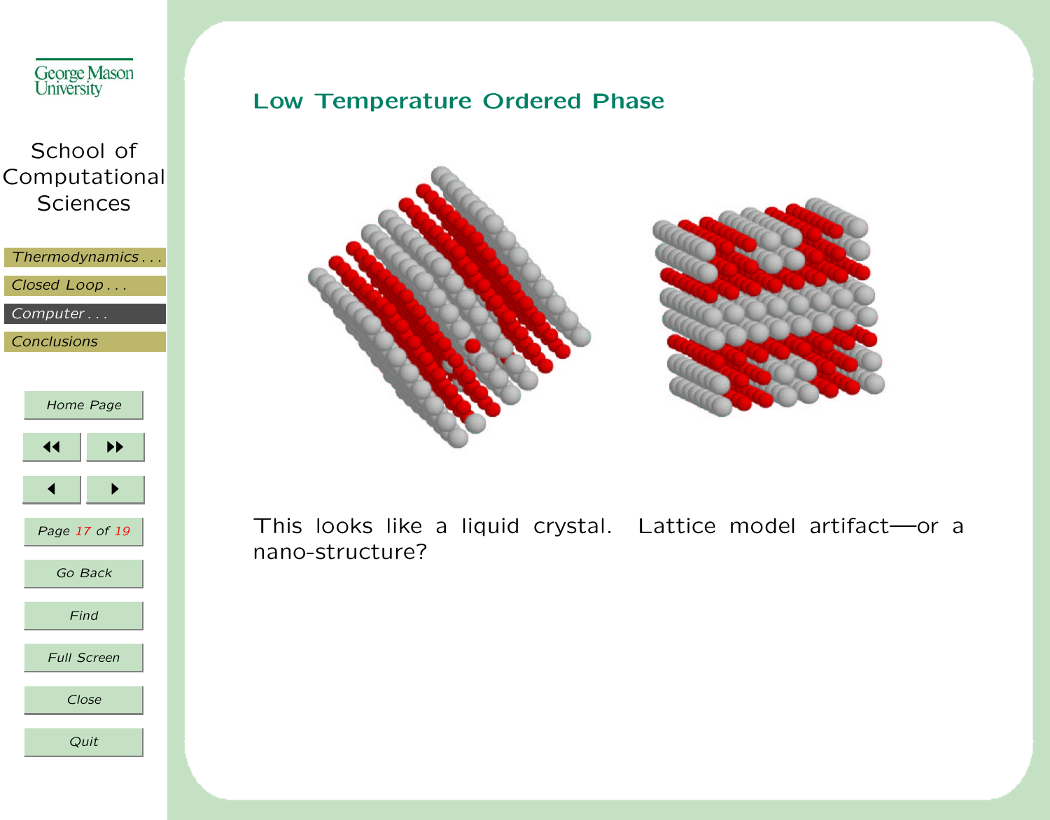## Low Temperature Ordered Phase

This looks like a liquid crystal. Lattice model artifact—or a nano-structure?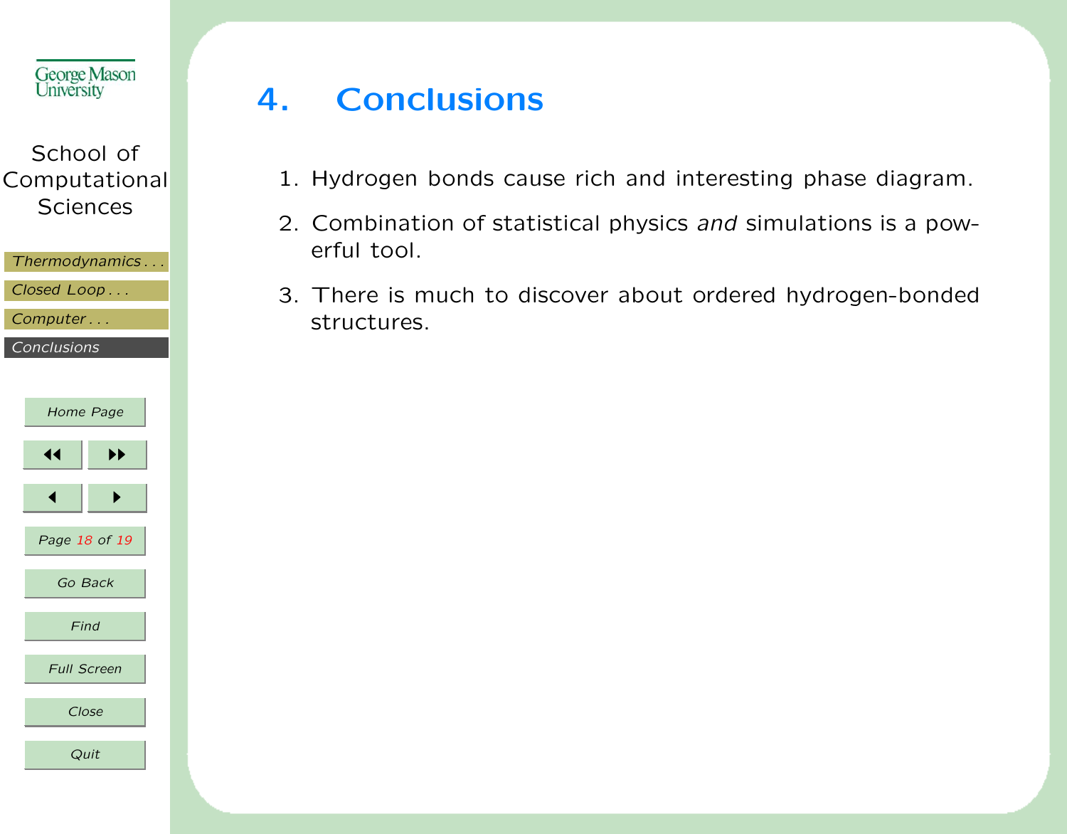# 4. Conclusions

1. Hydrogen bonds cause rich and interesting phase diagram.
2. Combination of statistical physics *and* simulations is a powerful tool.
3. There is much to discover about ordered hydrogen-bonded structures.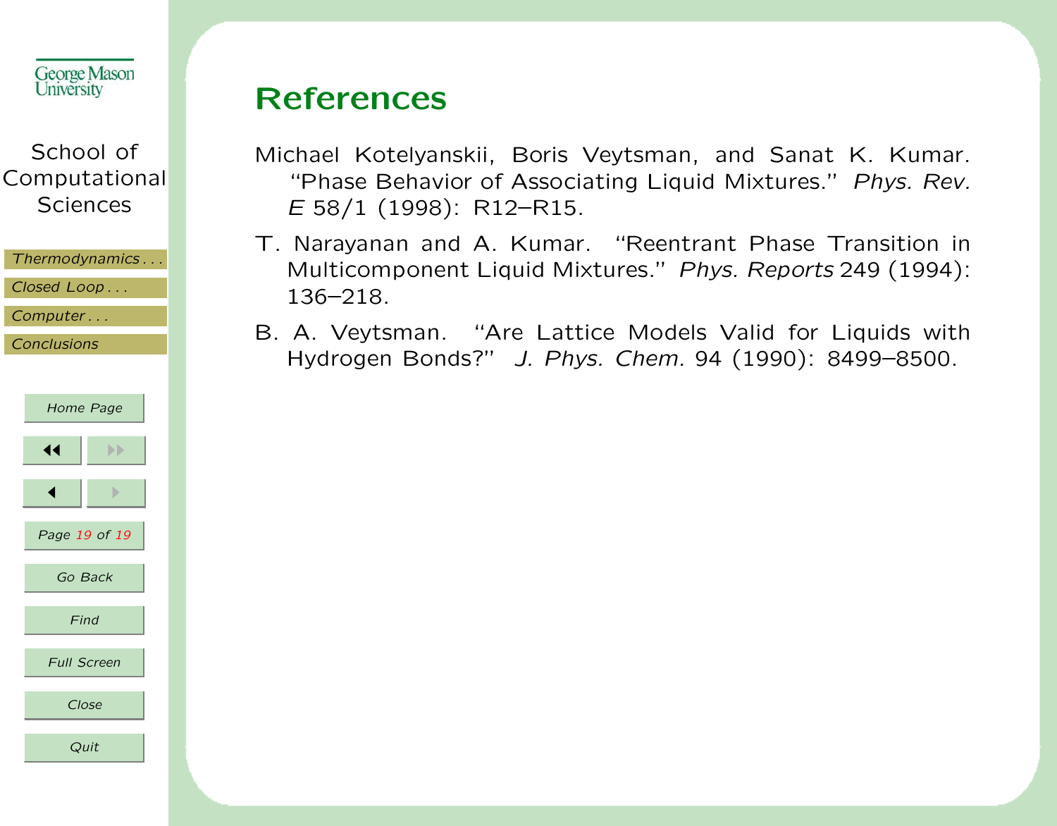# References

Michael Kotelyanskii, Boris Veytsman, and Sanat K. Kumar. "Phase Behavior of Associating Liquid Mixtures." *Phys. Rev. E* 58/1 (1998): R12–R15.

T. Narayanan and A. Kumar. "Reentrant Phase Transition in Multicomponent Liquid Mixtures." *Phys. Reports* 249 (1994): 136–218.

B. A. Veytsman. "Are Lattice Models Valid for Liquids with Hydrogen Bonds?" *J. Phys. Chem.* 94 (1990): 8499–8500.